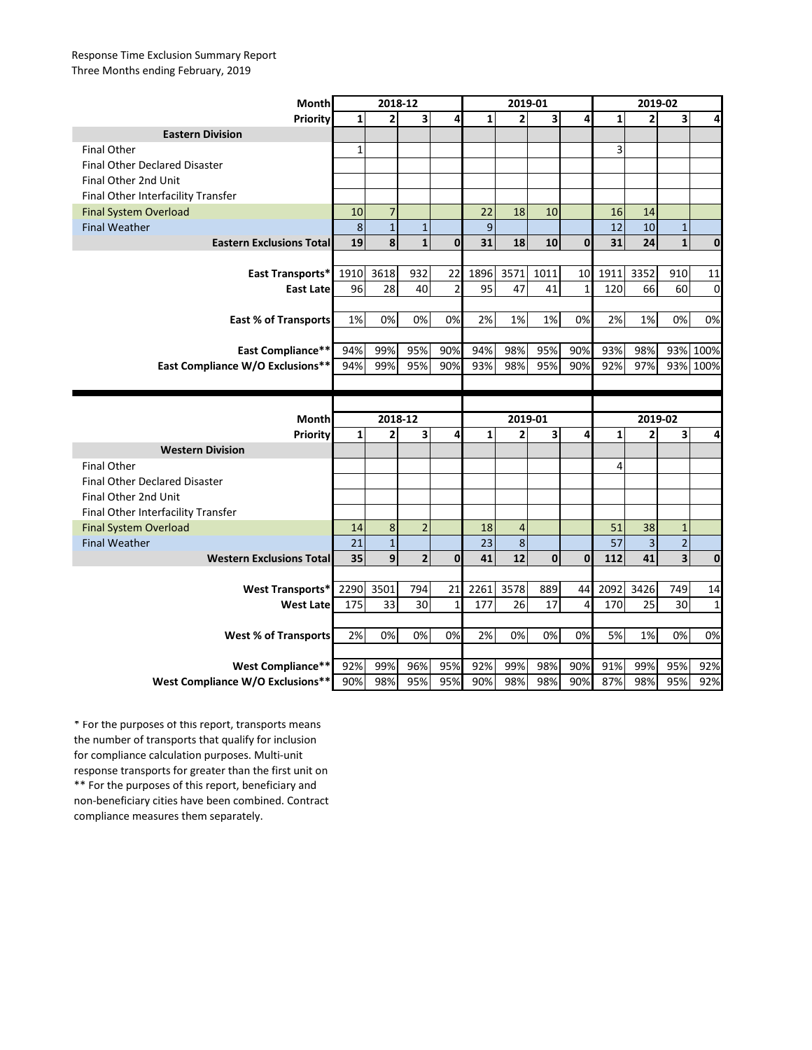Response Time Exclusion Summary Report
Three Months ending February, 2019

| Month | 2018-12 | | | | 2019-01 | | | | 2019-02 | | | |
|---|---|---|---|---|---|---|---|---|---|---|---|---|
| **Priority** | **1** | **2** | **3** | **4** | **1** | **2** | **3** | **4** | **1** | **2** | **3** | **4** |
| **Eastern Division** | | | | | | | | | | | | |
| Final Other | 1 | | | | | | | | 3 | | | |
| Final Other Declared Disaster | | | | | | | | | | | | |
| Final Other 2nd Unit | | | | | | | | | | | | |
| Final Other Interfacility Transfer | | | | | | | | | | | | |
| Final System Overload | 10 | 7 | | | 22 | 18 | 10 | | 16 | 14 | | |
| Final Weather | 8 | 1 | 1 | | 9 | | | | 12 | 10 | 1 | |
| **Eastern Exclusions Total** | **19** | **8** | **1** | **0** | **31** | **18** | **10** | **0** | **31** | **24** | **1** | **0** |
| **East Transports*** | 1910 | 3618 | 932 | 22 | 1896 | 3571 | 1011 | 10 | 1911 | 3352 | 910 | 11 |
| **East Late** | 96 | 28 | 40 | 2 | 95 | 47 | 41 | 1 | 120 | 66 | 60 | 0 |
| **East % of Transports** | 1% | 0% | 0% | 0% | 2% | 1% | 1% | 0% | 2% | 1% | 0% | 0% |
| **East Compliance**** | 94% | 99% | 95% | 90% | 94% | 98% | 95% | 90% | 93% | 98% | 93% | 100% |
| **East Compliance W/O Exclusions**** | 94% | 99% | 95% | 90% | 93% | 98% | 95% | 90% | 92% | 97% | 93% | 100% |

| Month | 2018-12 | | | | 2019-01 | | | | 2019-02 | | | |
|---|---|---|---|---|---|---|---|---|---|---|---|---|
| **Priority** | **1** | **2** | **3** | **4** | **1** | **2** | **3** | **4** | **1** | **2** | **3** | **4** |
| **Western Division** | | | | | | | | | | | | |
| Final Other | | | | | | | | | 4 | | | |
| Final Other Declared Disaster | | | | | | | | | | | | |
| Final Other 2nd Unit | | | | | | | | | | | | |
| Final Other Interfacility Transfer | | | | | | | | | | | | |
| Final System Overload | 14 | 8 | 2 | | 18 | 4 | | | 51 | 38 | 1 | |
| Final Weather | 21 | 1 | | | 23 | 8 | | | 57 | 3 | 2 | |
| **Western Exclusions Total** | **35** | **9** | **2** | **0** | **41** | **12** | **0** | **0** | **112** | **41** | **3** | **0** |
| **West Transports*** | 2290 | 3501 | 794 | 21 | 2261 | 3578 | 889 | 44 | 2092 | 3426 | 749 | 14 |
| **West Late** | 175 | 33 | 30 | 1 | 177 | 26 | 17 | 4 | 170 | 25 | 30 | 1 |
| **West % of Transports** | 2% | 0% | 0% | 0% | 2% | 0% | 0% | 0% | 5% | 1% | 0% | 0% |
| **West Compliance**** | 92% | 99% | 96% | 95% | 92% | 99% | 98% | 90% | 91% | 99% | 95% | 92% |
| **West Compliance W/O Exclusions**** | 90% | 98% | 95% | 95% | 90% | 98% | 98% | 90% | 87% | 98% | 95% | 92% |

* For the purposes of this report, transports means the number of transports that qualify for inclusion for compliance calculation purposes. Multi-unit response transports for greater than the first unit on

** For the purposes of this report, beneficiary and non-beneficiary cities have been combined. Contract compliance measures them separately.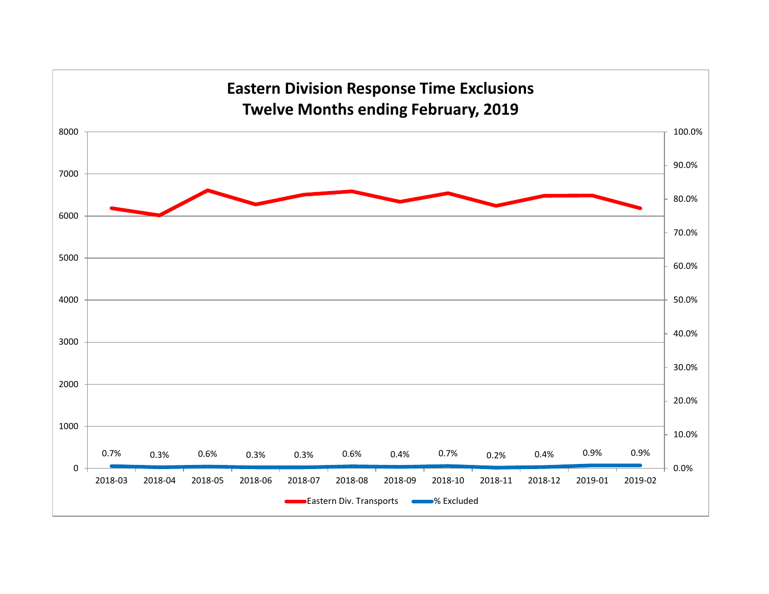# Eastern Division Response Time Exclusions
## Twelve Months ending February, 2019

| Month | % Excluded |
|---|---|
| 2018-03 | 0.7% |
| 2018-04 | 0.3% |
| 2018-05 | 0.6% |
| 2018-06 | 0.3% |
| 2018-07 | 0.3% |
| 2018-08 | 0.6% |
| 2018-09 | 0.4% |
| 2018-10 | 0.7% |
| 2018-11 | 0.2% |
| 2018-12 | 0.4% |
| 2019-01 | 0.9% |
| 2019-02 | 0.9% |

Legend: Eastern Div. Transports; % Excluded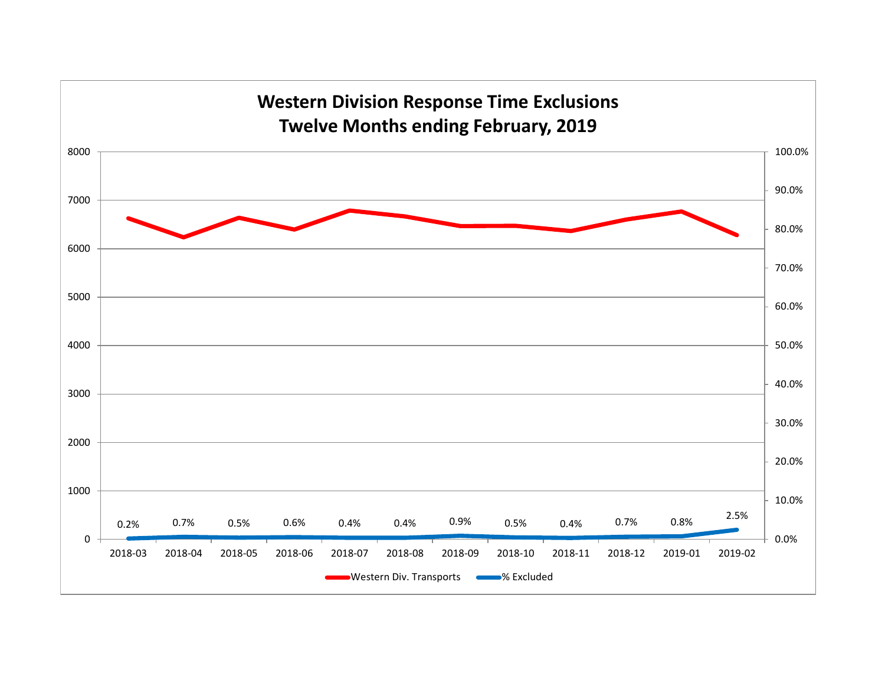# Western Division Response Time Exclusions
## Twelve Months ending February, 2019

8000
7000
6000
5000
4000
3000
2000
1000
0

100.0%
90.0%
80.0%
70.0%
60.0%
50.0%
40.0%
30.0%
20.0%
10.0%
0.0%

0.2% 0.7% 0.5% 0.6% 0.4% 0.4% 0.9% 0.5% 0.4% 0.7% 0.8% 2.5%

2018-03 2018-04 2018-05 2018-06 2018-07 2018-08 2018-09 2018-10 2018-11 2018-12 2019-01 2019-02

Western Div. Transports
% Excluded